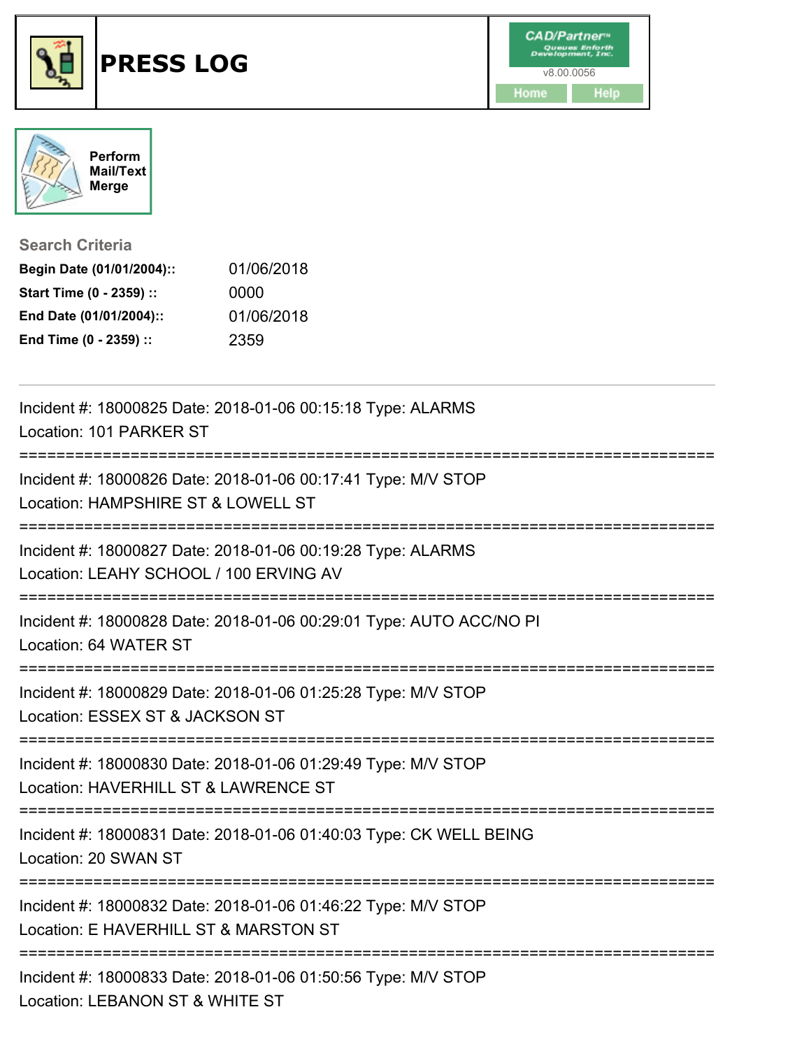# PRESS LOG

CAD/Partner™ Queues Enforth Development, Inc.
v8.00.0056

Home | Help

Perform Mail/Text Merge

## Search Criteria

**Begin Date (01/01/2004)::** 01/06/2018
**Start Time (0 - 2359) ::** 0000
**End Date (01/01/2004)::** 01/06/2018
**End Time (0 - 2359) ::** 2359

---

Incident #: 18000825 Date: 2018-01-06 00:15:18 Type: ALARMS
Location: 101 PARKER ST

===========================================================================

Incident #: 18000826 Date: 2018-01-06 00:17:41 Type: M/V STOP
Location: HAMPSHIRE ST & LOWELL ST

===========================================================================

Incident #: 18000827 Date: 2018-01-06 00:19:28 Type: ALARMS
Location: LEAHY SCHOOL / 100 ERVING AV

===========================================================================

Incident #: 18000828 Date: 2018-01-06 00:29:01 Type: AUTO ACC/NO PI
Location: 64 WATER ST

===========================================================================

Incident #: 18000829 Date: 2018-01-06 01:25:28 Type: M/V STOP
Location: ESSEX ST & JACKSON ST

===========================================================================

Incident #: 18000830 Date: 2018-01-06 01:29:49 Type: M/V STOP
Location: HAVERHILL ST & LAWRENCE ST

===========================================================================

Incident #: 18000831 Date: 2018-01-06 01:40:03 Type: CK WELL BEING
Location: 20 SWAN ST

===========================================================================

Incident #: 18000832 Date: 2018-01-06 01:46:22 Type: M/V STOP
Location: E HAVERHILL ST & MARSTON ST

===========================================================================

Incident #: 18000833 Date: 2018-01-06 01:50:56 Type: M/V STOP
Location: LEBANON ST & WHITE ST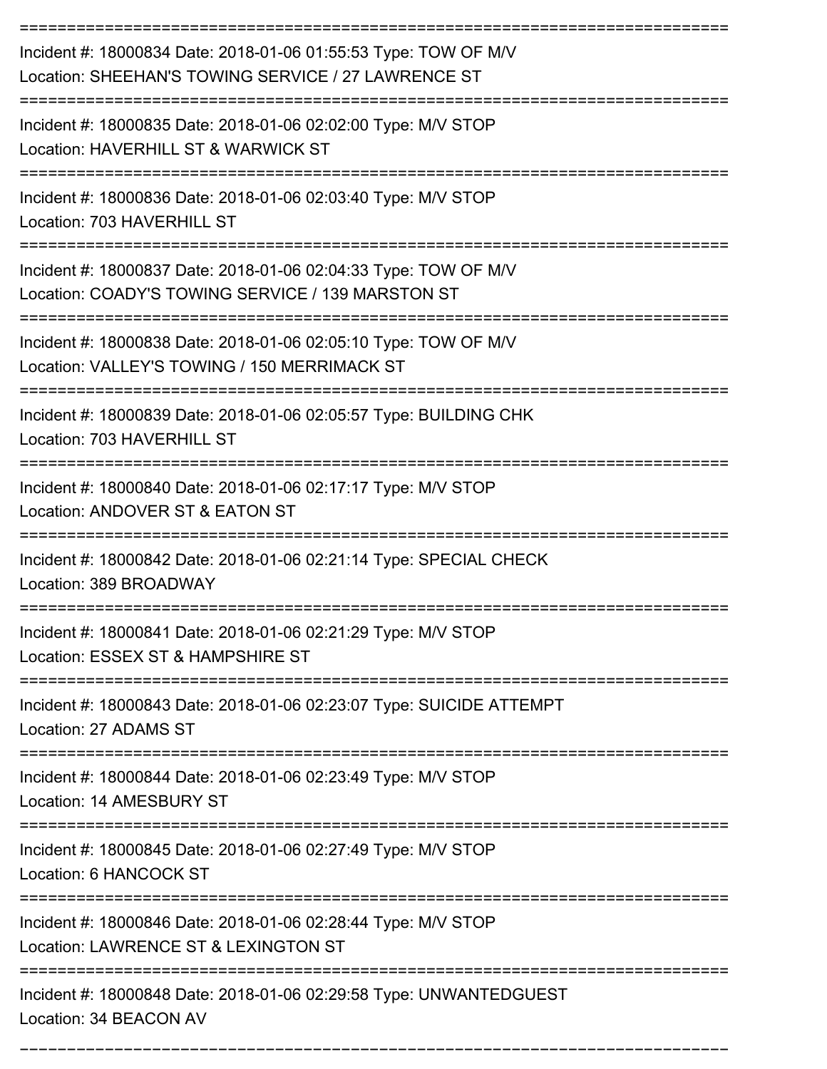Incident #: 18000834 Date: 2018-01-06 01:55:53 Type: TOW OF M/V
Location: SHEEHAN'S TOWING SERVICE / 27 LAWRENCE ST

Incident #: 18000835 Date: 2018-01-06 02:02:00 Type: M/V STOP
Location: HAVERHILL ST & WARWICK ST

Incident #: 18000836 Date: 2018-01-06 02:03:40 Type: M/V STOP
Location: 703 HAVERHILL ST

Incident #: 18000837 Date: 2018-01-06 02:04:33 Type: TOW OF M/V
Location: COADY'S TOWING SERVICE / 139 MARSTON ST

Incident #: 18000838 Date: 2018-01-06 02:05:10 Type: TOW OF M/V
Location: VALLEY'S TOWING / 150 MERRIMACK ST

Incident #: 18000839 Date: 2018-01-06 02:05:57 Type: BUILDING CHK
Location: 703 HAVERHILL ST

Incident #: 18000840 Date: 2018-01-06 02:17:17 Type: M/V STOP
Location: ANDOVER ST & EATON ST

Incident #: 18000842 Date: 2018-01-06 02:21:14 Type: SPECIAL CHECK
Location: 389 BROADWAY

Incident #: 18000841 Date: 2018-01-06 02:21:29 Type: M/V STOP
Location: ESSEX ST & HAMPSHIRE ST

Incident #: 18000843 Date: 2018-01-06 02:23:07 Type: SUICIDE ATTEMPT
Location: 27 ADAMS ST

Incident #: 18000844 Date: 2018-01-06 02:23:49 Type: M/V STOP
Location: 14 AMESBURY ST

Incident #: 18000845 Date: 2018-01-06 02:27:49 Type: M/V STOP
Location: 6 HANCOCK ST

Incident #: 18000846 Date: 2018-01-06 02:28:44 Type: M/V STOP
Location: LAWRENCE ST & LEXINGTON ST

Incident #: 18000848 Date: 2018-01-06 02:29:58 Type: UNWANTEDGUEST
Location: 34 BEACON AV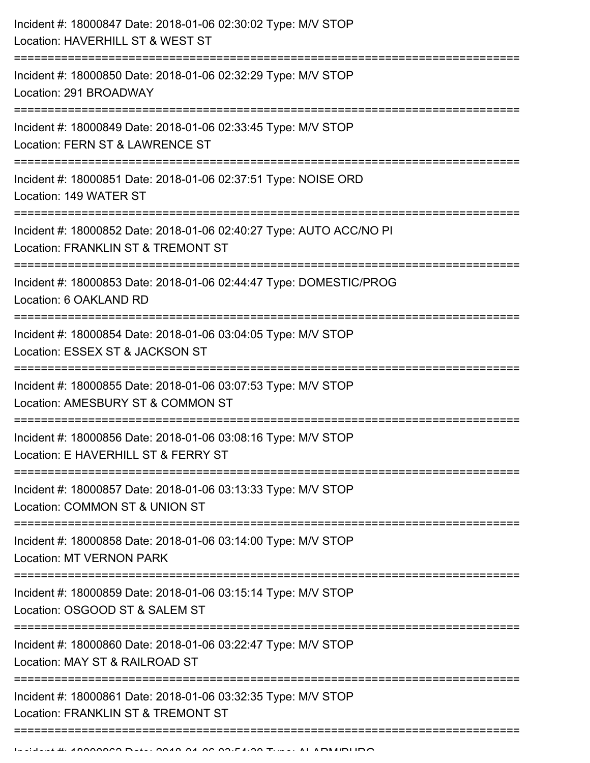Incident #: 18000847 Date: 2018-01-06 02:30:02 Type: M/V STOP
Location: HAVERHILL ST & WEST ST

===========================================================================

Incident #: 18000850 Date: 2018-01-06 02:32:29 Type: M/V STOP
Location: 291 BROADWAY

===========================================================================

Incident #: 18000849 Date: 2018-01-06 02:33:45 Type: M/V STOP
Location: FERN ST & LAWRENCE ST

===========================================================================

Incident #: 18000851 Date: 2018-01-06 02:37:51 Type: NOISE ORD
Location: 149 WATER ST

===========================================================================

Incident #: 18000852 Date: 2018-01-06 02:40:27 Type: AUTO ACC/NO PI
Location: FRANKLIN ST & TREMONT ST

===========================================================================

Incident #: 18000853 Date: 2018-01-06 02:44:47 Type: DOMESTIC/PROG
Location: 6 OAKLAND RD

===========================================================================

Incident #: 18000854 Date: 2018-01-06 03:04:05 Type: M/V STOP
Location: ESSEX ST & JACKSON ST

===========================================================================

Incident #: 18000855 Date: 2018-01-06 03:07:53 Type: M/V STOP
Location: AMESBURY ST & COMMON ST

===========================================================================

Incident #: 18000856 Date: 2018-01-06 03:08:16 Type: M/V STOP
Location: E HAVERHILL ST & FERRY ST

===========================================================================

Incident #: 18000857 Date: 2018-01-06 03:13:33 Type: M/V STOP
Location: COMMON ST & UNION ST

===========================================================================

Incident #: 18000858 Date: 2018-01-06 03:14:00 Type: M/V STOP
Location: MT VERNON PARK

===========================================================================

Incident #: 18000859 Date: 2018-01-06 03:15:14 Type: M/V STOP
Location: OSGOOD ST & SALEM ST

===========================================================================

Incident #: 18000860 Date: 2018-01-06 03:22:47 Type: M/V STOP
Location: MAY ST & RAILROAD ST

===========================================================================

Incident #: 18000861 Date: 2018-01-06 03:32:35 Type: M/V STOP
Location: FRANKLIN ST & TREMONT ST

===========================================================================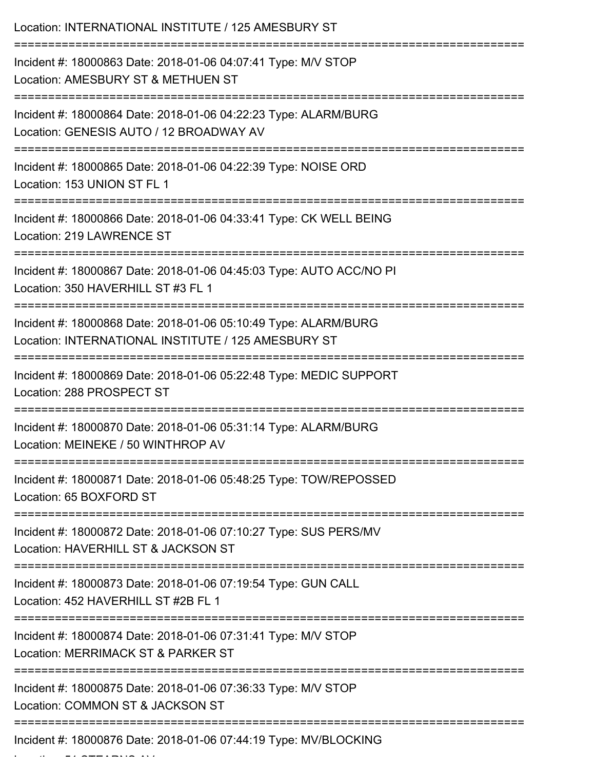Location: INTERNATIONAL INSTITUTE / 125 AMESBURY ST

===========================================================================

Incident #: 18000863 Date: 2018-01-06 04:07:41 Type: M/V STOP
Location: AMESBURY ST & METHUEN ST

===========================================================================

Incident #: 18000864 Date: 2018-01-06 04:22:23 Type: ALARM/BURG
Location: GENESIS AUTO / 12 BROADWAY AV

===========================================================================

Incident #: 18000865 Date: 2018-01-06 04:22:39 Type: NOISE ORD
Location: 153 UNION ST FL 1

===========================================================================

Incident #: 18000866 Date: 2018-01-06 04:33:41 Type: CK WELL BEING
Location: 219 LAWRENCE ST

===========================================================================

Incident #: 18000867 Date: 2018-01-06 04:45:03 Type: AUTO ACC/NO PI
Location: 350 HAVERHILL ST #3 FL 1

===========================================================================

Incident #: 18000868 Date: 2018-01-06 05:10:49 Type: ALARM/BURG
Location: INTERNATIONAL INSTITUTE / 125 AMESBURY ST

===========================================================================

Incident #: 18000869 Date: 2018-01-06 05:22:48 Type: MEDIC SUPPORT
Location: 288 PROSPECT ST

===========================================================================

Incident #: 18000870 Date: 2018-01-06 05:31:14 Type: ALARM/BURG
Location: MEINEKE / 50 WINTHROP AV

===========================================================================

Incident #: 18000871 Date: 2018-01-06 05:48:25 Type: TOW/REPOSSED
Location: 65 BOXFORD ST

===========================================================================

Incident #: 18000872 Date: 2018-01-06 07:10:27 Type: SUS PERS/MV
Location: HAVERHILL ST & JACKSON ST

===========================================================================

Incident #: 18000873 Date: 2018-01-06 07:19:54 Type: GUN CALL
Location: 452 HAVERHILL ST #2B FL 1

===========================================================================

Incident #: 18000874 Date: 2018-01-06 07:31:41 Type: M/V STOP
Location: MERRIMACK ST & PARKER ST

===========================================================================

Incident #: 18000875 Date: 2018-01-06 07:36:33 Type: M/V STOP
Location: COMMON ST & JACKSON ST

===========================================================================

Incident #: 18000876 Date: 2018-01-06 07:44:19 Type: MV/BLOCKING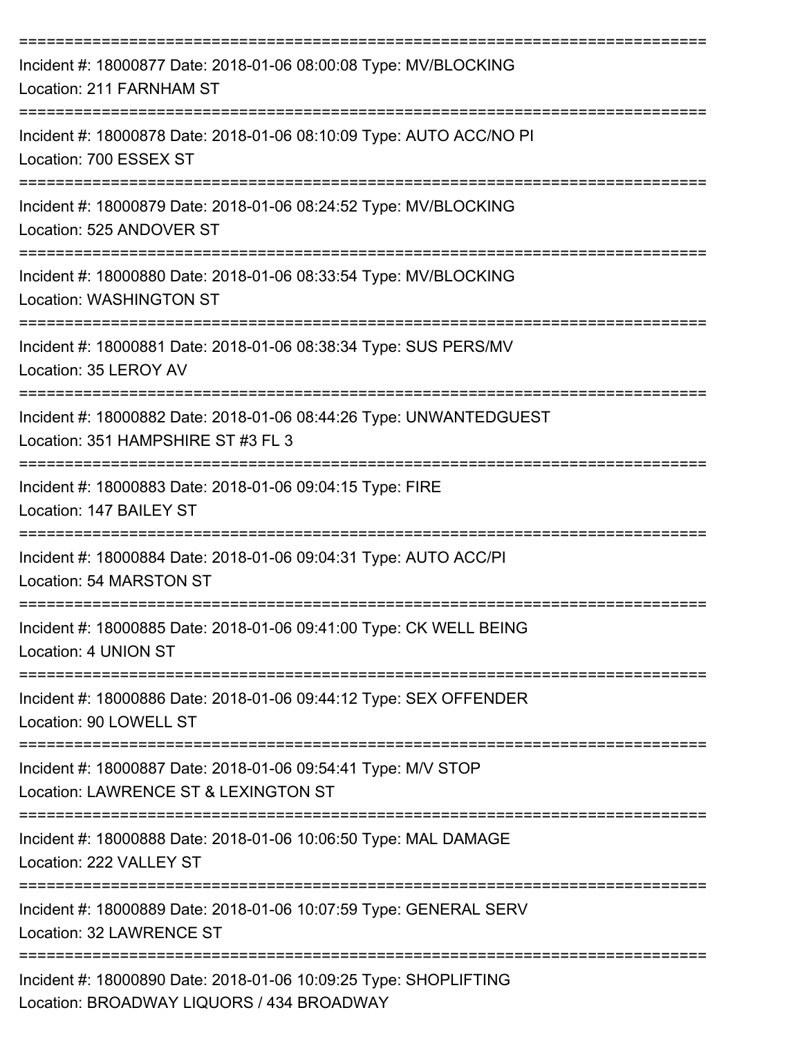===========================================================================

Incident #: 18000877 Date: 2018-01-06 08:00:08 Type: MV/BLOCKING
Location: 211 FARNHAM ST

===========================================================================

Incident #: 18000878 Date: 2018-01-06 08:10:09 Type: AUTO ACC/NO PI
Location: 700 ESSEX ST

===========================================================================

Incident #: 18000879 Date: 2018-01-06 08:24:52 Type: MV/BLOCKING
Location: 525 ANDOVER ST

===========================================================================

Incident #: 18000880 Date: 2018-01-06 08:33:54 Type: MV/BLOCKING
Location: WASHINGTON ST

===========================================================================

Incident #: 18000881 Date: 2018-01-06 08:38:34 Type: SUS PERS/MV
Location: 35 LEROY AV

===========================================================================

Incident #: 18000882 Date: 2018-01-06 08:44:26 Type: UNWANTEDGUEST
Location: 351 HAMPSHIRE ST #3 FL 3

===========================================================================

Incident #: 18000883 Date: 2018-01-06 09:04:15 Type: FIRE
Location: 147 BAILEY ST

===========================================================================

Incident #: 18000884 Date: 2018-01-06 09:04:31 Type: AUTO ACC/PI
Location: 54 MARSTON ST

===========================================================================

Incident #: 18000885 Date: 2018-01-06 09:41:00 Type: CK WELL BEING
Location: 4 UNION ST

===========================================================================

Incident #: 18000886 Date: 2018-01-06 09:44:12 Type: SEX OFFENDER
Location: 90 LOWELL ST

===========================================================================

Incident #: 18000887 Date: 2018-01-06 09:54:41 Type: M/V STOP
Location: LAWRENCE ST & LEXINGTON ST

===========================================================================

Incident #: 18000888 Date: 2018-01-06 10:06:50 Type: MAL DAMAGE
Location: 222 VALLEY ST

===========================================================================

Incident #: 18000889 Date: 2018-01-06 10:07:59 Type: GENERAL SERV
Location: 32 LAWRENCE ST

===========================================================================

Incident #: 18000890 Date: 2018-01-06 10:09:25 Type: SHOPLIFTING
Location: BROADWAY LIQUORS / 434 BROADWAY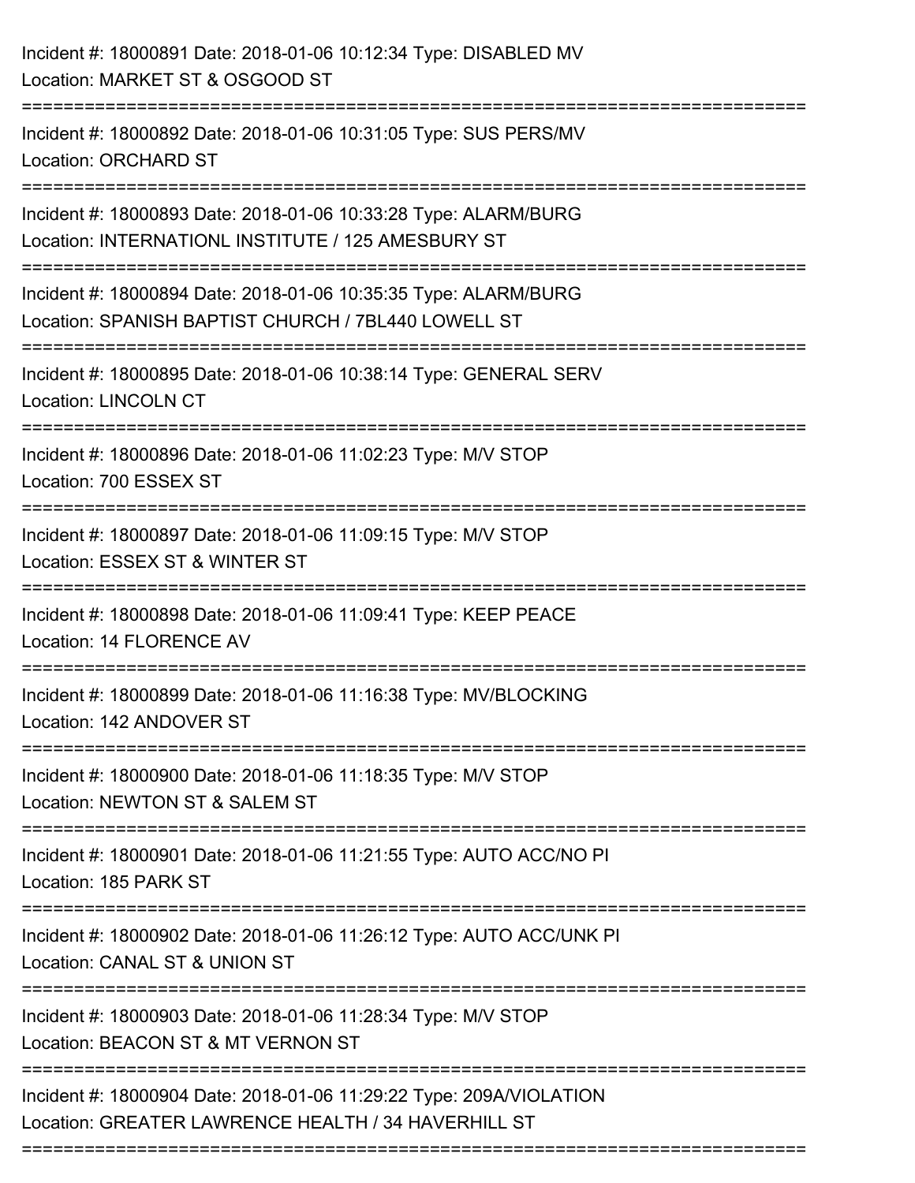Incident #: 18000891 Date: 2018-01-06 10:12:34 Type: DISABLED MV
Location: MARKET ST & OSGOOD ST

===========================================================================

Incident #: 18000892 Date: 2018-01-06 10:31:05 Type: SUS PERS/MV
Location: ORCHARD ST

===========================================================================

Incident #: 18000893 Date: 2018-01-06 10:33:28 Type: ALARM/BURG
Location: INTERNATIONL INSTITUTE / 125 AMESBURY ST

===========================================================================

Incident #: 18000894 Date: 2018-01-06 10:35:35 Type: ALARM/BURG
Location: SPANISH BAPTIST CHURCH / 7BL440 LOWELL ST

===========================================================================

Incident #: 18000895 Date: 2018-01-06 10:38:14 Type: GENERAL SERV
Location: LINCOLN CT

===========================================================================

Incident #: 18000896 Date: 2018-01-06 11:02:23 Type: M/V STOP
Location: 700 ESSEX ST

===========================================================================

Incident #: 18000897 Date: 2018-01-06 11:09:15 Type: M/V STOP
Location: ESSEX ST & WINTER ST

===========================================================================

Incident #: 18000898 Date: 2018-01-06 11:09:41 Type: KEEP PEACE
Location: 14 FLORENCE AV

===========================================================================

Incident #: 18000899 Date: 2018-01-06 11:16:38 Type: MV/BLOCKING
Location: 142 ANDOVER ST

===========================================================================

Incident #: 18000900 Date: 2018-01-06 11:18:35 Type: M/V STOP
Location: NEWTON ST & SALEM ST

===========================================================================

Incident #: 18000901 Date: 2018-01-06 11:21:55 Type: AUTO ACC/NO PI
Location: 185 PARK ST

===========================================================================

Incident #: 18000902 Date: 2018-01-06 11:26:12 Type: AUTO ACC/UNK PI
Location: CANAL ST & UNION ST

===========================================================================

Incident #: 18000903 Date: 2018-01-06 11:28:34 Type: M/V STOP
Location: BEACON ST & MT VERNON ST

===========================================================================

Incident #: 18000904 Date: 2018-01-06 11:29:22 Type: 209A/VIOLATION
Location: GREATER LAWRENCE HEALTH / 34 HAVERHILL ST

===========================================================================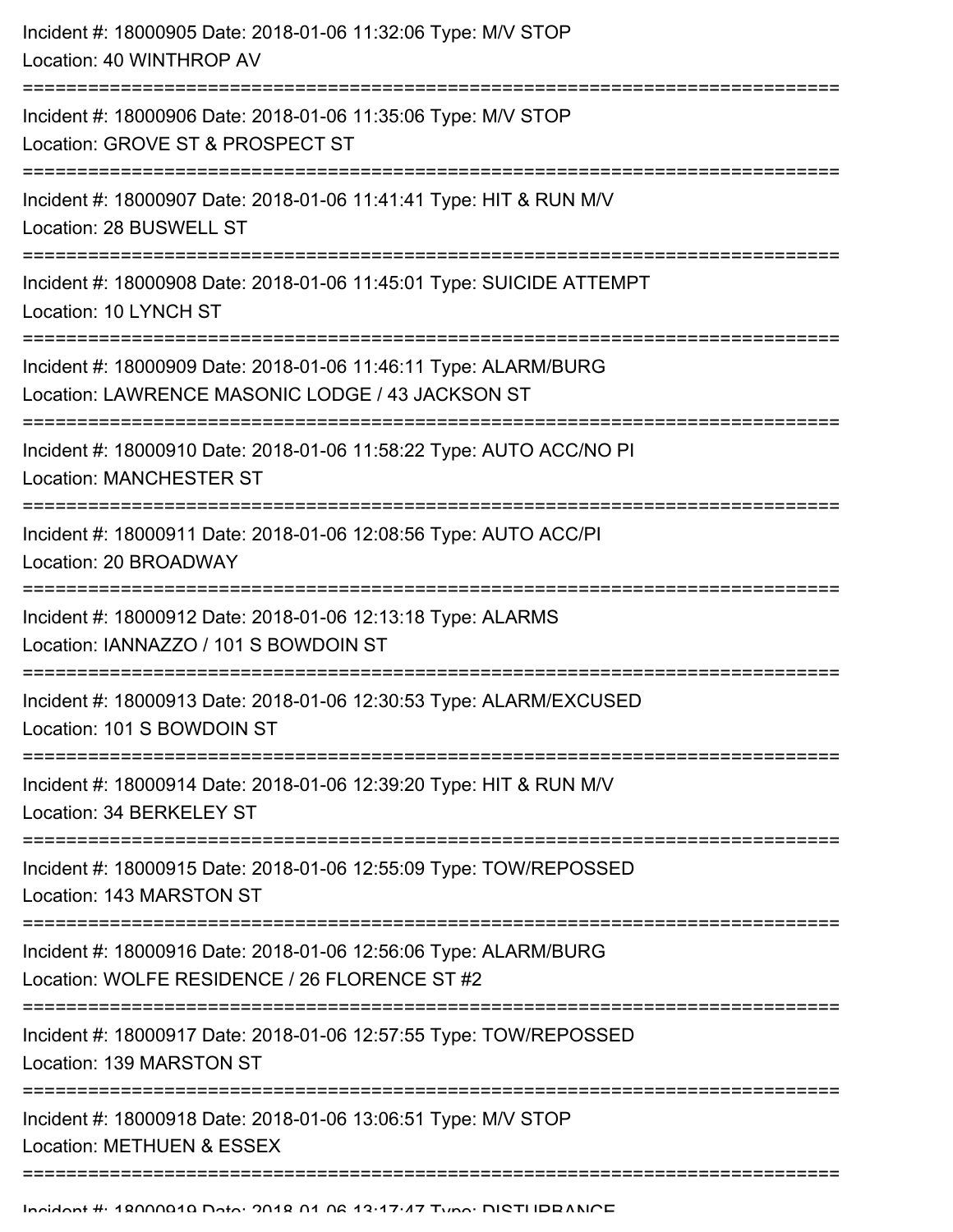Incident #: 18000905 Date: 2018-01-06 11:32:06 Type: M/V STOP
Location: 40 WINTHROP AV

===========================================================================

Incident #: 18000906 Date: 2018-01-06 11:35:06 Type: M/V STOP
Location: GROVE ST & PROSPECT ST

===========================================================================

Incident #: 18000907 Date: 2018-01-06 11:41:41 Type: HIT & RUN M/V
Location: 28 BUSWELL ST

===========================================================================

Incident #: 18000908 Date: 2018-01-06 11:45:01 Type: SUICIDE ATTEMPT
Location: 10 LYNCH ST

===========================================================================

Incident #: 18000909 Date: 2018-01-06 11:46:11 Type: ALARM/BURG
Location: LAWRENCE MASONIC LODGE / 43 JACKSON ST

===========================================================================

Incident #: 18000910 Date: 2018-01-06 11:58:22 Type: AUTO ACC/NO PI
Location: MANCHESTER ST

===========================================================================

Incident #: 18000911 Date: 2018-01-06 12:08:56 Type: AUTO ACC/PI
Location: 20 BROADWAY

===========================================================================

Incident #: 18000912 Date: 2018-01-06 12:13:18 Type: ALARMS
Location: IANNAZZO / 101 S BOWDOIN ST

===========================================================================

Incident #: 18000913 Date: 2018-01-06 12:30:53 Type: ALARM/EXCUSED
Location: 101 S BOWDOIN ST

===========================================================================

Incident #: 18000914 Date: 2018-01-06 12:39:20 Type: HIT & RUN M/V
Location: 34 BERKELEY ST

===========================================================================

Incident #: 18000915 Date: 2018-01-06 12:55:09 Type: TOW/REPOSSED
Location: 143 MARSTON ST

===========================================================================

Incident #: 18000916 Date: 2018-01-06 12:56:06 Type: ALARM/BURG
Location: WOLFE RESIDENCE / 26 FLORENCE ST #2

===========================================================================

Incident #: 18000917 Date: 2018-01-06 12:57:55 Type: TOW/REPOSSED
Location: 139 MARSTON ST

===========================================================================

Incident #: 18000918 Date: 2018-01-06 13:06:51 Type: M/V STOP
Location: METHUEN & ESSEX

===========================================================================

Incident #: 18000919 Date: 2018-01-06 13:17:47 Type: DISTURBANCE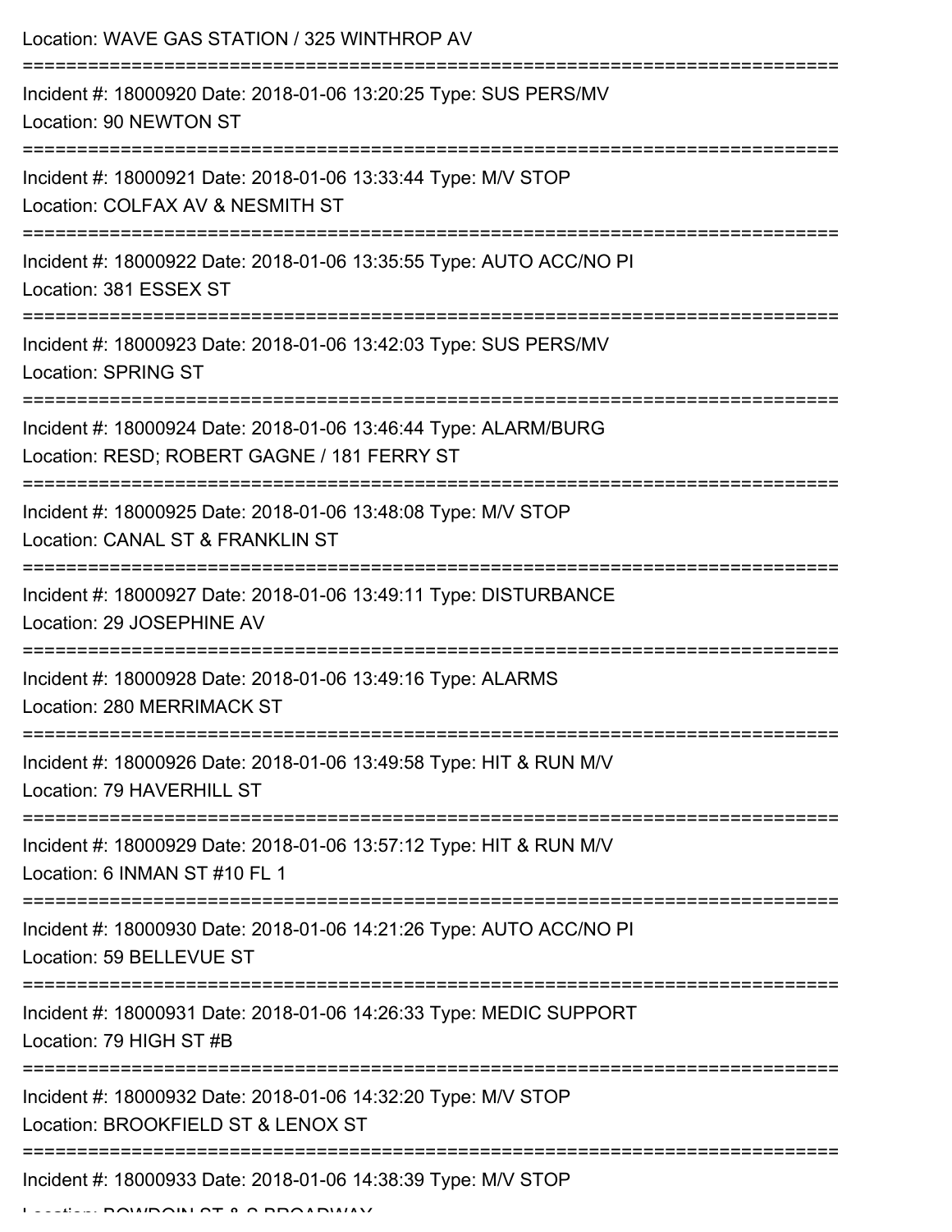Location: WAVE GAS STATION / 325 WINTHROP AV

===========================================================================

Incident #: 18000920 Date: 2018-01-06 13:20:25 Type: SUS PERS/MV
Location: 90 NEWTON ST

===========================================================================

Incident #: 18000921 Date: 2018-01-06 13:33:44 Type: M/V STOP
Location: COLFAX AV & NESMITH ST

===========================================================================

Incident #: 18000922 Date: 2018-01-06 13:35:55 Type: AUTO ACC/NO PI
Location: 381 ESSEX ST

===========================================================================

Incident #: 18000923 Date: 2018-01-06 13:42:03 Type: SUS PERS/MV
Location: SPRING ST

===========================================================================

Incident #: 18000924 Date: 2018-01-06 13:46:44 Type: ALARM/BURG
Location: RESD; ROBERT GAGNE / 181 FERRY ST

===========================================================================

Incident #: 18000925 Date: 2018-01-06 13:48:08 Type: M/V STOP
Location: CANAL ST & FRANKLIN ST

===========================================================================

Incident #: 18000927 Date: 2018-01-06 13:49:11 Type: DISTURBANCE
Location: 29 JOSEPHINE AV

===========================================================================

Incident #: 18000928 Date: 2018-01-06 13:49:16 Type: ALARMS
Location: 280 MERRIMACK ST

===========================================================================

Incident #: 18000926 Date: 2018-01-06 13:49:58 Type: HIT & RUN M/V
Location: 79 HAVERHILL ST

===========================================================================

Incident #: 18000929 Date: 2018-01-06 13:57:12 Type: HIT & RUN M/V
Location: 6 INMAN ST #10 FL 1

===========================================================================

Incident #: 18000930 Date: 2018-01-06 14:21:26 Type: AUTO ACC/NO PI
Location: 59 BELLEVUE ST

===========================================================================

Incident #: 18000931 Date: 2018-01-06 14:26:33 Type: MEDIC SUPPORT
Location: 79 HIGH ST #B

===========================================================================

Incident #: 18000932 Date: 2018-01-06 14:32:20 Type: M/V STOP
Location: BROOKFIELD ST & LENOX ST

===========================================================================

Incident #: 18000933 Date: 2018-01-06 14:38:39 Type: M/V STOP
Location: BOWDOIN ST & S BROADWAY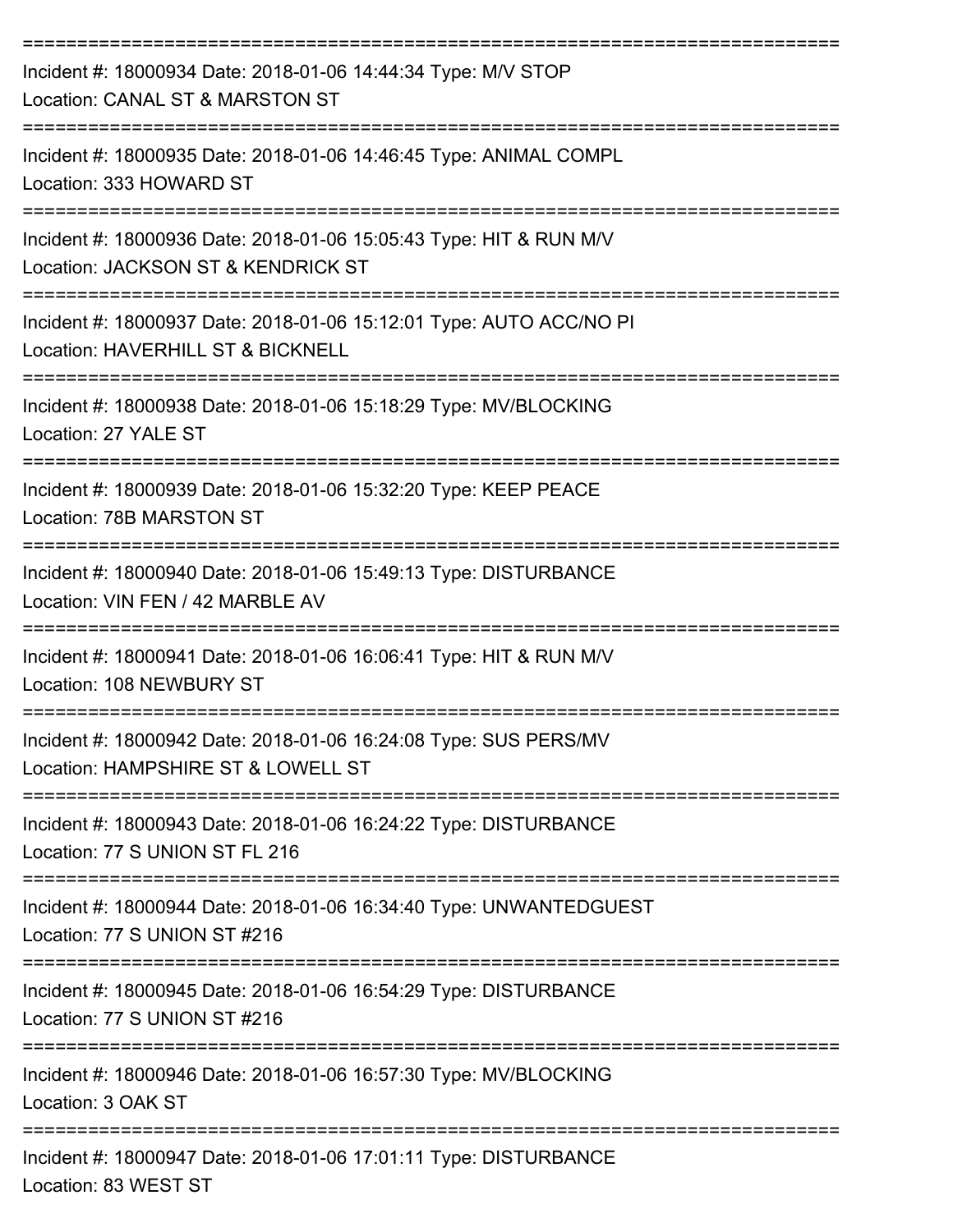===========================================================================

Incident #: 18000934 Date: 2018-01-06 14:44:34 Type: M/V STOP

Location: CANAL ST & MARSTON ST

===========================================================================

Incident #: 18000935 Date: 2018-01-06 14:46:45 Type: ANIMAL COMPL

Location: 333 HOWARD ST

===========================================================================

Incident #: 18000936 Date: 2018-01-06 15:05:43 Type: HIT & RUN M/V

Location: JACKSON ST & KENDRICK ST

===========================================================================

Incident #: 18000937 Date: 2018-01-06 15:12:01 Type: AUTO ACC/NO PI

Location: HAVERHILL ST & BICKNELL

===========================================================================

Incident #: 18000938 Date: 2018-01-06 15:18:29 Type: MV/BLOCKING

Location: 27 YALE ST

===========================================================================

Incident #: 18000939 Date: 2018-01-06 15:32:20 Type: KEEP PEACE

Location: 78B MARSTON ST

===========================================================================

Incident #: 18000940 Date: 2018-01-06 15:49:13 Type: DISTURBANCE

Location: VIN FEN / 42 MARBLE AV

===========================================================================

Incident #: 18000941 Date: 2018-01-06 16:06:41 Type: HIT & RUN M/V

Location: 108 NEWBURY ST

===========================================================================

Incident #: 18000942 Date: 2018-01-06 16:24:08 Type: SUS PERS/MV

Location: HAMPSHIRE ST & LOWELL ST

===========================================================================

Incident #: 18000943 Date: 2018-01-06 16:24:22 Type: DISTURBANCE

Location: 77 S UNION ST FL 216

===========================================================================

Incident #: 18000944 Date: 2018-01-06 16:34:40 Type: UNWANTEDGUEST

Location: 77 S UNION ST #216

===========================================================================

Incident #: 18000945 Date: 2018-01-06 16:54:29 Type: DISTURBANCE

Location: 77 S UNION ST #216

===========================================================================

Incident #: 18000946 Date: 2018-01-06 16:57:30 Type: MV/BLOCKING

Location: 3 OAK ST

===========================================================================

Incident #: 18000947 Date: 2018-01-06 17:01:11 Type: DISTURBANCE

Location: 83 WEST ST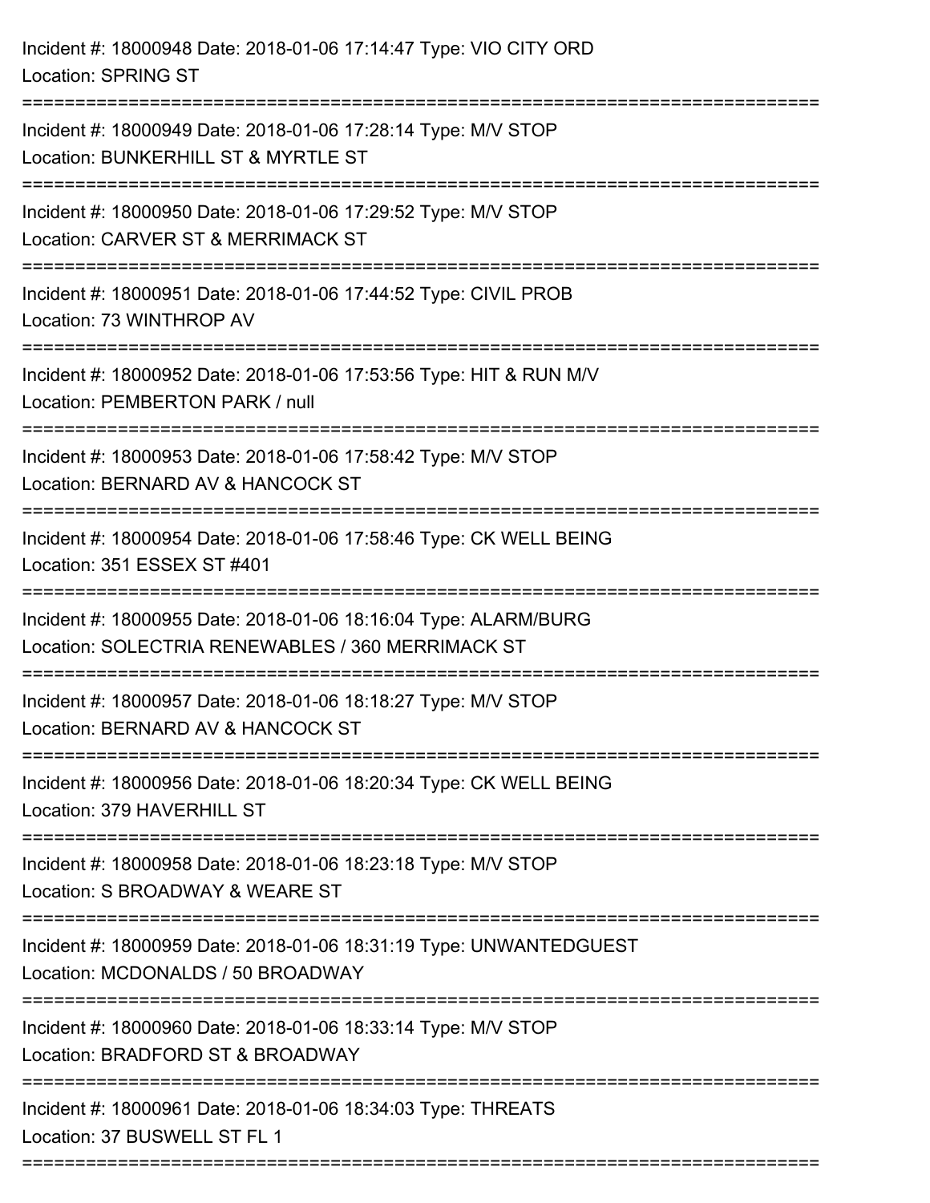Incident #: 18000948 Date: 2018-01-06 17:14:47 Type: VIO CITY ORD
Location: SPRING ST

===========================================================================

Incident #: 18000949 Date: 2018-01-06 17:28:14 Type: M/V STOP
Location: BUNKERHILL ST & MYRTLE ST

===========================================================================

Incident #: 18000950 Date: 2018-01-06 17:29:52 Type: M/V STOP
Location: CARVER ST & MERRIMACK ST

===========================================================================

Incident #: 18000951 Date: 2018-01-06 17:44:52 Type: CIVIL PROB
Location: 73 WINTHROP AV

===========================================================================

Incident #: 18000952 Date: 2018-01-06 17:53:56 Type: HIT & RUN M/V
Location: PEMBERTON PARK / null

===========================================================================

Incident #: 18000953 Date: 2018-01-06 17:58:42 Type: M/V STOP
Location: BERNARD AV & HANCOCK ST

===========================================================================

Incident #: 18000954 Date: 2018-01-06 17:58:46 Type: CK WELL BEING
Location: 351 ESSEX ST #401

===========================================================================

Incident #: 18000955 Date: 2018-01-06 18:16:04 Type: ALARM/BURG
Location: SOLECTRIA RENEWABLES / 360 MERRIMACK ST

===========================================================================

Incident #: 18000957 Date: 2018-01-06 18:18:27 Type: M/V STOP
Location: BERNARD AV & HANCOCK ST

===========================================================================

Incident #: 18000956 Date: 2018-01-06 18:20:34 Type: CK WELL BEING
Location: 379 HAVERHILL ST

===========================================================================

Incident #: 18000958 Date: 2018-01-06 18:23:18 Type: M/V STOP
Location: S BROADWAY & WEARE ST

===========================================================================

Incident #: 18000959 Date: 2018-01-06 18:31:19 Type: UNWANTEDGUEST
Location: MCDONALDS / 50 BROADWAY

===========================================================================

Incident #: 18000960 Date: 2018-01-06 18:33:14 Type: M/V STOP
Location: BRADFORD ST & BROADWAY

===========================================================================

Incident #: 18000961 Date: 2018-01-06 18:34:03 Type: THREATS
Location: 37 BUSWELL ST FL 1

===========================================================================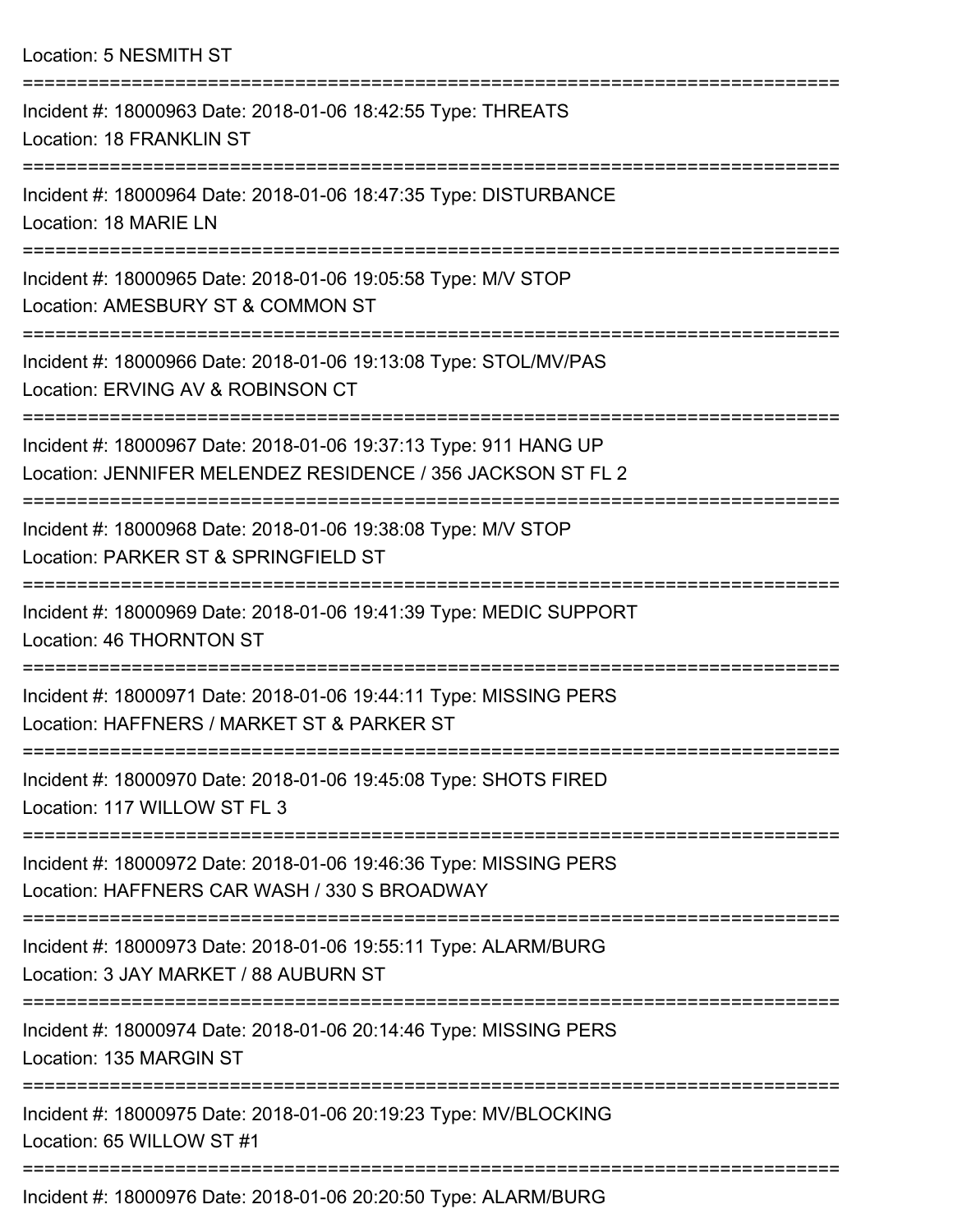Location: 5 NESMITH ST

===========================================================================

Incident #: 18000963 Date: 2018-01-06 18:42:55 Type: THREATS
Location: 18 FRANKLIN ST

===========================================================================

Incident #: 18000964 Date: 2018-01-06 18:47:35 Type: DISTURBANCE
Location: 18 MARIE LN

===========================================================================

Incident #: 18000965 Date: 2018-01-06 19:05:58 Type: M/V STOP
Location: AMESBURY ST & COMMON ST

===========================================================================

Incident #: 18000966 Date: 2018-01-06 19:13:08 Type: STOL/MV/PAS
Location: ERVING AV & ROBINSON CT

===========================================================================

Incident #: 18000967 Date: 2018-01-06 19:37:13 Type: 911 HANG UP
Location: JENNIFER MELENDEZ RESIDENCE / 356 JACKSON ST FL 2

===========================================================================

Incident #: 18000968 Date: 2018-01-06 19:38:08 Type: M/V STOP
Location: PARKER ST & SPRINGFIELD ST

===========================================================================

Incident #: 18000969 Date: 2018-01-06 19:41:39 Type: MEDIC SUPPORT
Location: 46 THORNTON ST

===========================================================================

Incident #: 18000971 Date: 2018-01-06 19:44:11 Type: MISSING PERS
Location: HAFFNERS / MARKET ST & PARKER ST

===========================================================================

Incident #: 18000970 Date: 2018-01-06 19:45:08 Type: SHOTS FIRED
Location: 117 WILLOW ST FL 3

===========================================================================

Incident #: 18000972 Date: 2018-01-06 19:46:36 Type: MISSING PERS
Location: HAFFNERS CAR WASH / 330 S BROADWAY

===========================================================================

Incident #: 18000973 Date: 2018-01-06 19:55:11 Type: ALARM/BURG
Location: 3 JAY MARKET / 88 AUBURN ST

===========================================================================

Incident #: 18000974 Date: 2018-01-06 20:14:46 Type: MISSING PERS
Location: 135 MARGIN ST

===========================================================================

Incident #: 18000975 Date: 2018-01-06 20:19:23 Type: MV/BLOCKING
Location: 65 WILLOW ST #1

===========================================================================

Incident #: 18000976 Date: 2018-01-06 20:20:50 Type: ALARM/BURG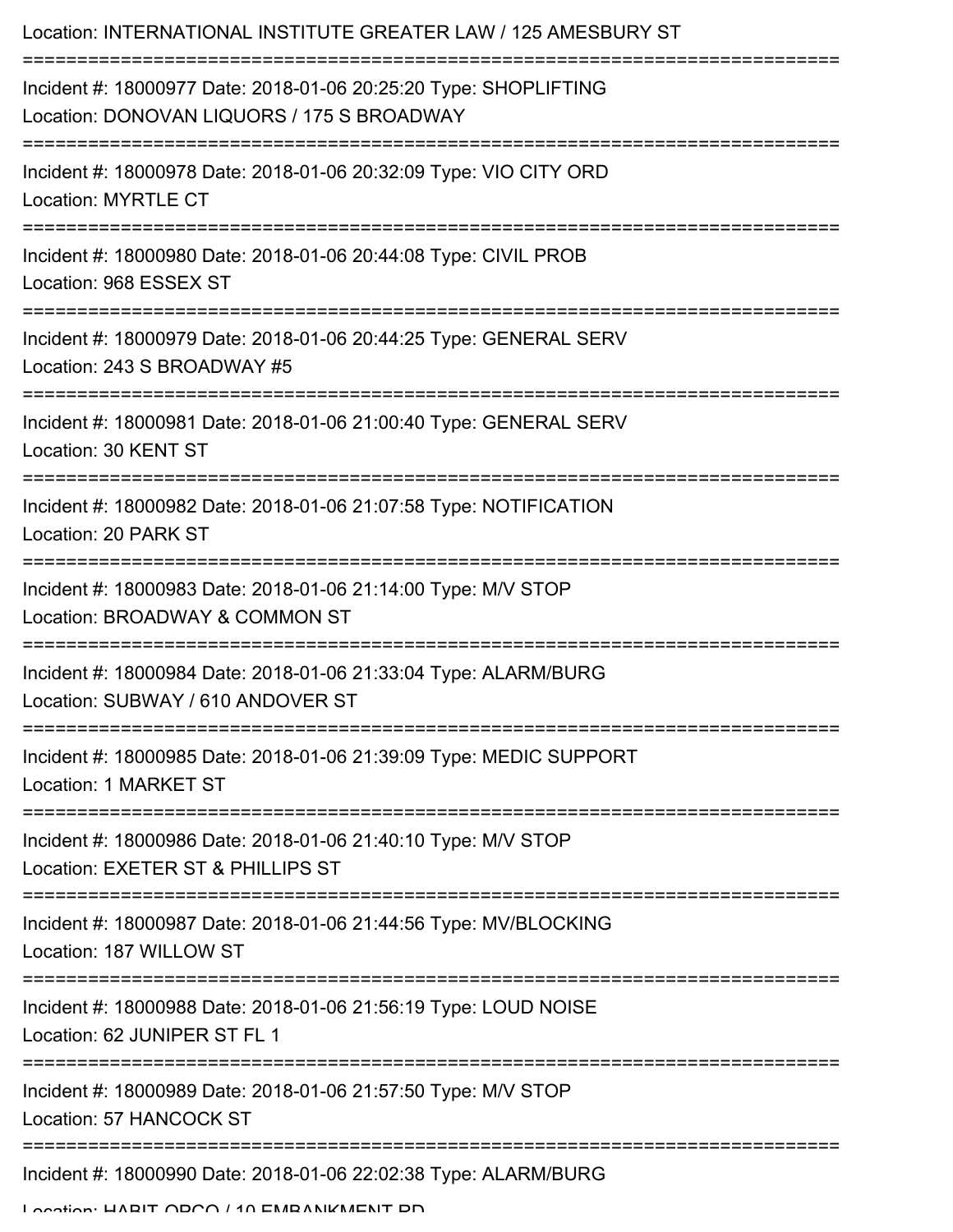Location: INTERNATIONAL INSTITUTE GREATER LAW / 125 AMESBURY ST

===========================================================================

Incident #: 18000977 Date: 2018-01-06 20:25:20 Type: SHOPLIFTING
Location: DONOVAN LIQUORS / 175 S BROADWAY

===========================================================================

Incident #: 18000978 Date: 2018-01-06 20:32:09 Type: VIO CITY ORD
Location: MYRTLE CT

===========================================================================

Incident #: 18000980 Date: 2018-01-06 20:44:08 Type: CIVIL PROB
Location: 968 ESSEX ST

===========================================================================

Incident #: 18000979 Date: 2018-01-06 20:44:25 Type: GENERAL SERV
Location: 243 S BROADWAY #5

===========================================================================

Incident #: 18000981 Date: 2018-01-06 21:00:40 Type: GENERAL SERV
Location: 30 KENT ST

===========================================================================

Incident #: 18000982 Date: 2018-01-06 21:07:58 Type: NOTIFICATION
Location: 20 PARK ST

===========================================================================

Incident #: 18000983 Date: 2018-01-06 21:14:00 Type: M/V STOP
Location: BROADWAY & COMMON ST

===========================================================================

Incident #: 18000984 Date: 2018-01-06 21:33:04 Type: ALARM/BURG
Location: SUBWAY / 610 ANDOVER ST

===========================================================================

Incident #: 18000985 Date: 2018-01-06 21:39:09 Type: MEDIC SUPPORT
Location: 1 MARKET ST

===========================================================================

Incident #: 18000986 Date: 2018-01-06 21:40:10 Type: M/V STOP
Location: EXETER ST & PHILLIPS ST

===========================================================================

Incident #: 18000987 Date: 2018-01-06 21:44:56 Type: MV/BLOCKING
Location: 187 WILLOW ST

===========================================================================

Incident #: 18000988 Date: 2018-01-06 21:56:19 Type: LOUD NOISE
Location: 62 JUNIPER ST FL 1

===========================================================================

Incident #: 18000989 Date: 2018-01-06 21:57:50 Type: M/V STOP
Location: 57 HANCOCK ST

===========================================================================

Incident #: 18000990 Date: 2018-01-06 22:02:38 Type: ALARM/BURG
Location: HABIT OPCO / 10 EMBANKMENT RD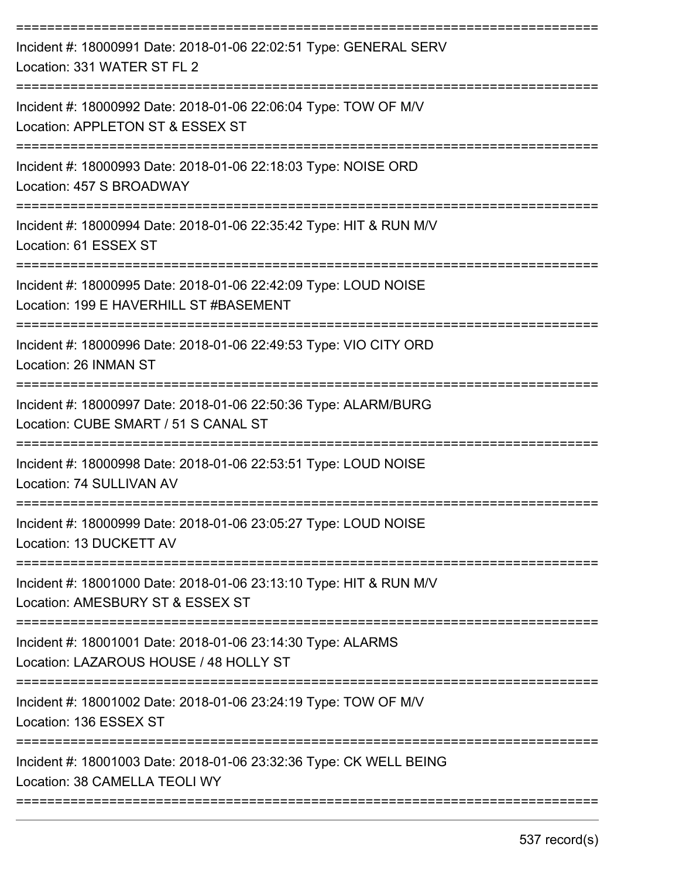Incident #: 18000991 Date: 2018-01-06 22:02:51 Type: GENERAL SERV
Location: 331 WATER ST FL 2

Incident #: 18000992 Date: 2018-01-06 22:06:04 Type: TOW OF M/V
Location: APPLETON ST & ESSEX ST

Incident #: 18000993 Date: 2018-01-06 22:18:03 Type: NOISE ORD
Location: 457 S BROADWAY

Incident #: 18000994 Date: 2018-01-06 22:35:42 Type: HIT & RUN M/V
Location: 61 ESSEX ST

Incident #: 18000995 Date: 2018-01-06 22:42:09 Type: LOUD NOISE
Location: 199 E HAVERHILL ST #BASEMENT

Incident #: 18000996 Date: 2018-01-06 22:49:53 Type: VIO CITY ORD
Location: 26 INMAN ST

Incident #: 18000997 Date: 2018-01-06 22:50:36 Type: ALARM/BURG
Location: CUBE SMART / 51 S CANAL ST

Incident #: 18000998 Date: 2018-01-06 22:53:51 Type: LOUD NOISE
Location: 74 SULLIVAN AV

Incident #: 18000999 Date: 2018-01-06 23:05:27 Type: LOUD NOISE
Location: 13 DUCKETT AV

Incident #: 18001000 Date: 2018-01-06 23:13:10 Type: HIT & RUN M/V
Location: AMESBURY ST & ESSEX ST

Incident #: 18001001 Date: 2018-01-06 23:14:30 Type: ALARMS
Location: LAZAROUS HOUSE / 48 HOLLY ST

Incident #: 18001002 Date: 2018-01-06 23:24:19 Type: TOW OF M/V
Location: 136 ESSEX ST

Incident #: 18001003 Date: 2018-01-06 23:32:36 Type: CK WELL BEING
Location: 38 CAMELLA TEOLI WY

537 record(s)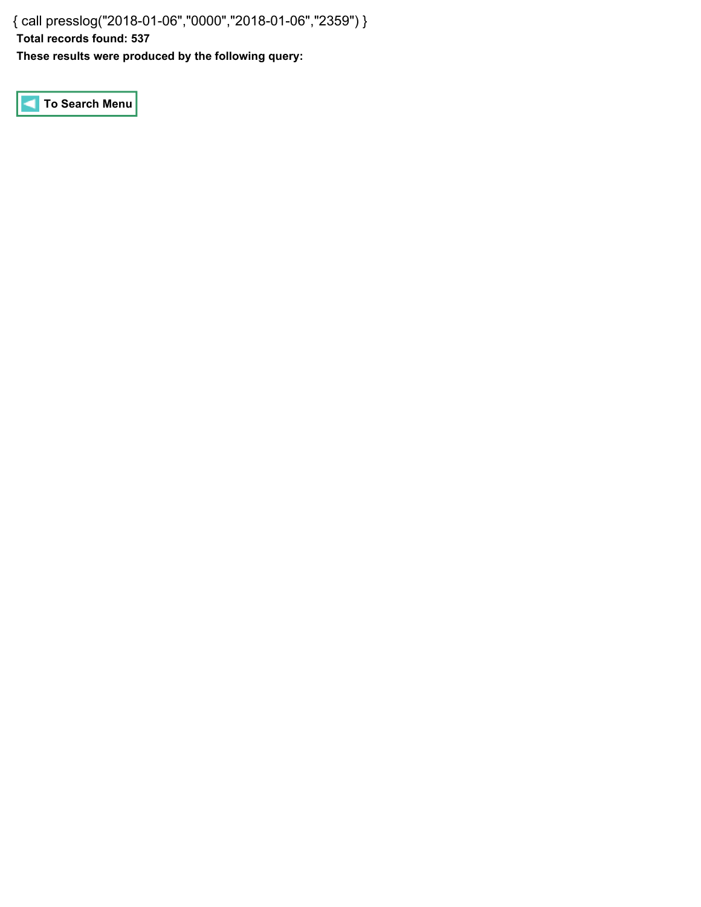{ call presslog("2018-01-06","0000","2018-01-06","2359") }

**Total records found: 537**

**These results were produced by the following query:**

**To Search Menu**